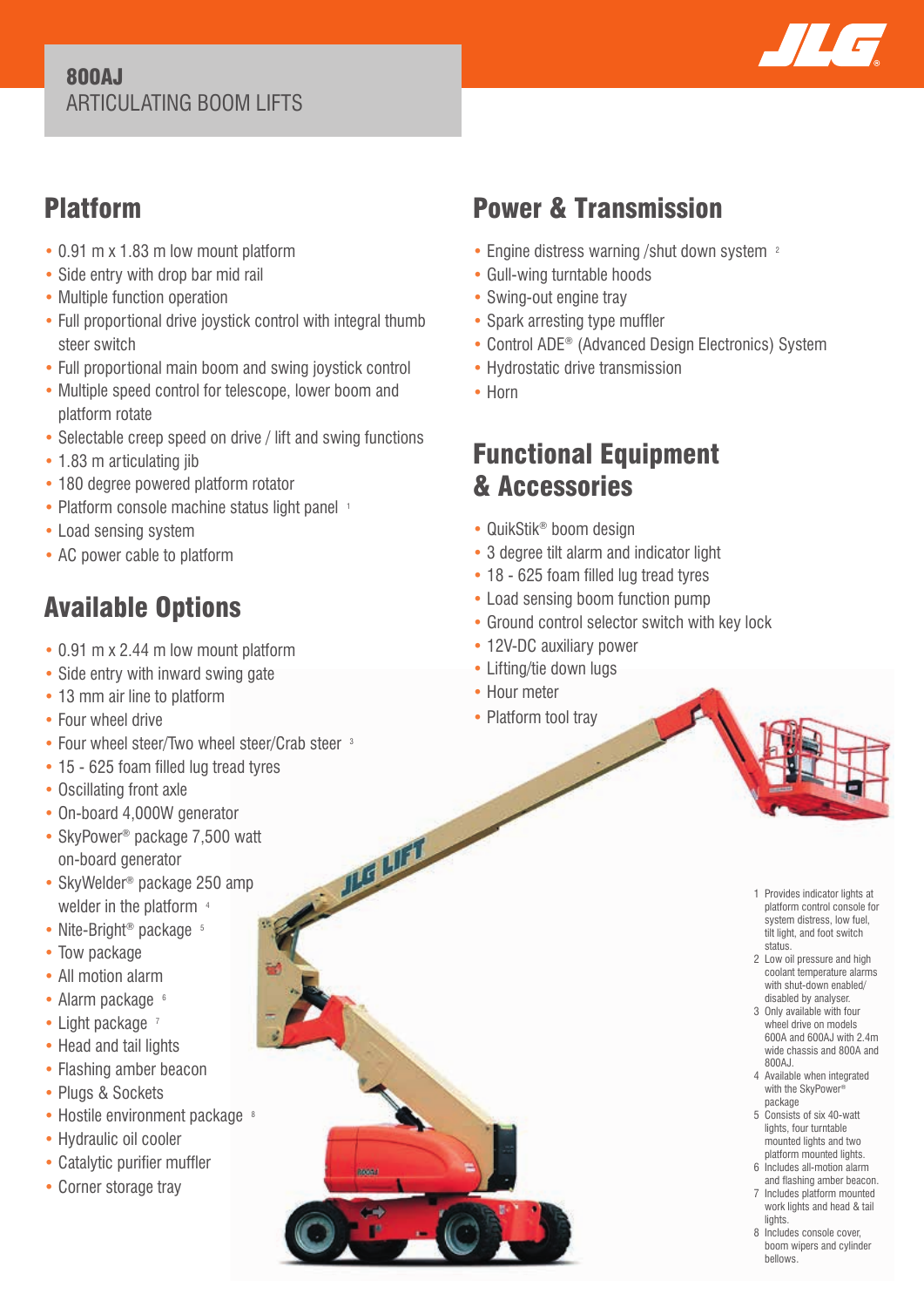# 800AJ
ARTICULATING BOOM LIFTS

## Platform

- 0.91 m x 1.83 m low mount platform
- Side entry with drop bar mid rail
- Multiple function operation
- Full proportional drive joystick control with integral thumb steer switch
- Full proportional main boom and swing joystick control
- Multiple speed control for telescope, lower boom and platform rotate
- Selectable creep speed on drive / lift and swing functions
- 1.83 m articulating jib
- 180 degree powered platform rotator
- Platform console machine status light panel [1]
- Load sensing system
- AC power cable to platform

## Available Options

- 0.91 m x 2.44 m low mount platform
- Side entry with inward swing gate
- 13 mm air line to platform
- Four wheel drive
- Four wheel steer/Two wheel steer/Crab steer [3]
- 15 - 625 foam filled lug tread tyres
- Oscillating front axle
- On-board 4,000W generator
- SkyPower® package 7,500 watt on-board generator
- SkyWelder® package 250 amp welder in the platform [4]
- Nite-Bright® package [5]
- Tow package
- All motion alarm
- Alarm package [6]
- Light package [7]
- Head and tail lights
- Flashing amber beacon
- Plugs & Sockets
- Hostile environment package [8]
- Hydraulic oil cooler
- Catalytic purifier muffler
- Corner storage tray

## Power & Transmission

- Engine distress warning /shut down system [2]
- Gull-wing turntable hoods
- Swing-out engine tray
- Spark arresting type muffler
- Control ADE® (Advanced Design Electronics) System
- Hydrostatic drive transmission
- Horn

## Functional Equipment & Accessories

- QuikStik® boom design
- 3 degree tilt alarm and indicator light
- 18 - 625 foam filled lug tread tyres
- Load sensing boom function pump
- Ground control selector switch with key lock
- 12V-DC auxiliary power
- Lifting/tie down lugs
- Hour meter
- Platform tool tray

1. Provides indicator lights at platform control console for system distress, low fuel, tilt light, and foot switch status.
2. Low oil pressure and high coolant temperature alarms with shut-down enabled/ disabled by analyser.
3. Only available with four wheel drive on models 600A and 600AJ with 2.4m wide chassis and 800A and 800AJ.
4. Available when integrated with the SkyPower® package
5. Consists of six 40-watt lights, four turntable mounted lights and two platform mounted lights.
6. Includes all-motion alarm and flashing amber beacon.
7. Includes platform mounted work lights and head & tail lights.
8. Includes console cover, boom wipers and cylinder bellows.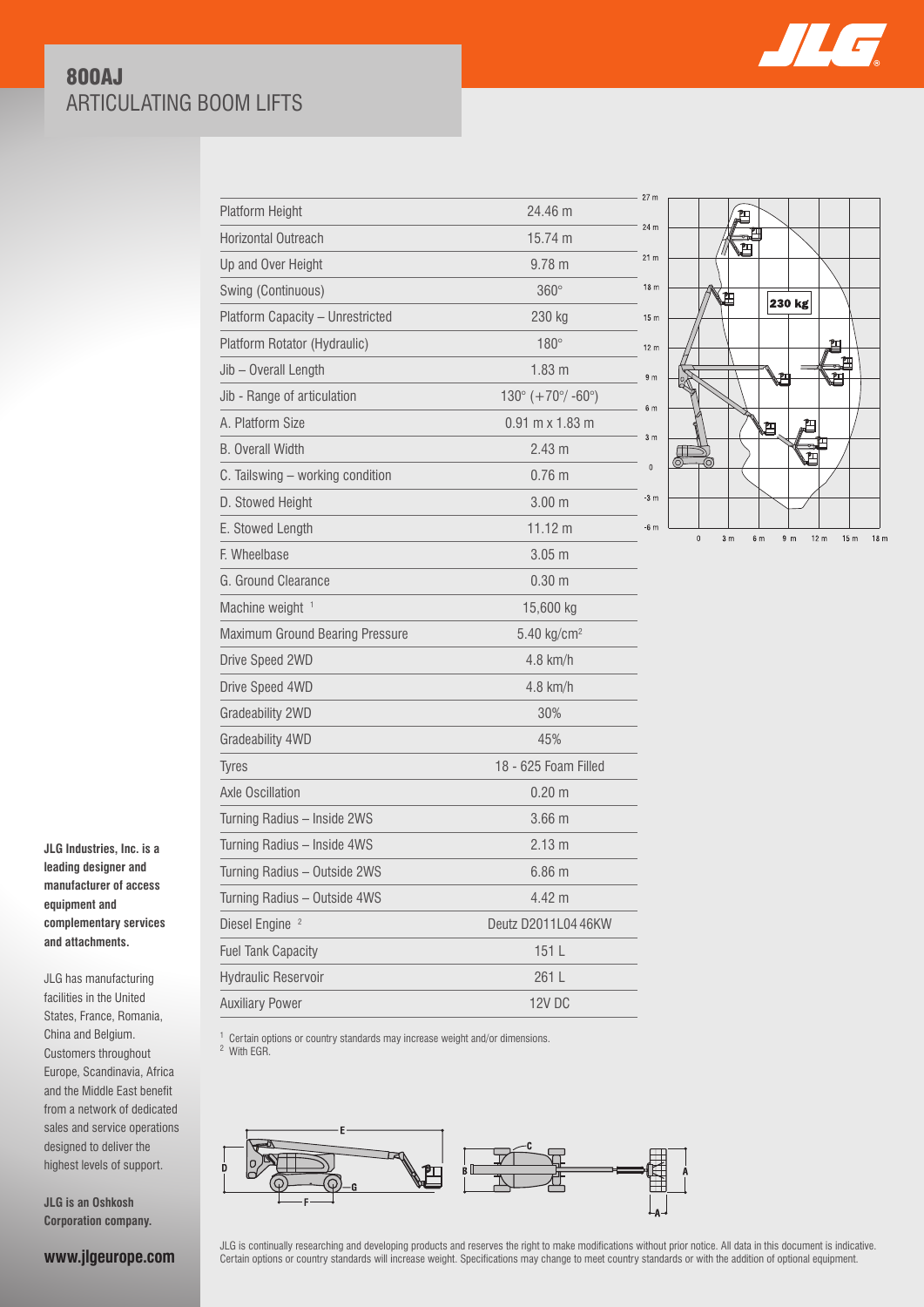# 800AJ
## ARTICULATING BOOM LIFTS

| | |
|---|---|
| Platform Height | 24.46 m |
| Horizontal Outreach | 15.74 m |
| Up and Over Height | 9.78 m |
| Swing (Continuous) | 360° |
| Platform Capacity – Unrestricted | 230 kg |
| Platform Rotator (Hydraulic) | 180° |
| Jib – Overall Length | 1.83 m |
| Jib - Range of articulation | 130° (+70°/ -60°) |
| A. Platform Size | 0.91 m x 1.83 m |
| B. Overall Width | 2.43 m |
| C. Tailswing – working condition | 0.76 m |
| D. Stowed Height | 3.00 m |
| E. Stowed Length | 11.12 m |
| F. Wheelbase | 3.05 m |
| G. Ground Clearance | 0.30 m |
| Machine weight [1] | 15,600 kg |
| Maximum Ground Bearing Pressure | 5.40 kg/cm$^2$ |
| Drive Speed 2WD | 4.8 km/h |
| Drive Speed 4WD | 4.8 km/h |
| Gradeability 2WD | 30% |
| Gradeability 4WD | 45% |
| Tyres | 18 - 625 Foam Filled |
| Axle Oscillation | 0.20 m |
| Turning Radius – Inside 2WS | 3.66 m |
| Turning Radius – Inside 4WS | 2.13 m |
| Turning Radius – Outside 2WS | 6.86 m |
| Turning Radius – Outside 4WS | 4.42 m |
| Diesel Engine [2] | Deutz D2011L04 46KW |
| Fuel Tank Capacity | 151 L |
| Hydraulic Reservoir | 261 L |
| Auxiliary Power | 12V DC |

[1] Certain options or country standards may increase weight and/or dimensions.
[2] With EGR.

27 m
24 m
21 m
18 m
15 m
12 m
9 m
6 m
3 m
0
-3 m
-6 m
230 kg
0 3 m 6 m 9 m 12 m 15 m 18 m

E
D
F
G
C
B
A
A

**JLG Industries, Inc. is a leading designer and manufacturer of access equipment and complementary services and attachments.**

JLG has manufacturing facilities in the United States, France, Romania, China and Belgium. Customers throughout Europe, Scandinavia, Africa and the Middle East benefit from a network of dedicated sales and service operations designed to deliver the highest levels of support.

**JLG is an Oshkosh Corporation company.**

**www.jlgeurope.com**

JLG is continually researching and developing products and reserves the right to make modifications without prior notice. All data in this document is indicative. Certain options or country standards will increase weight. Specifications may change to meet country standards or with the addition of optional equipment.